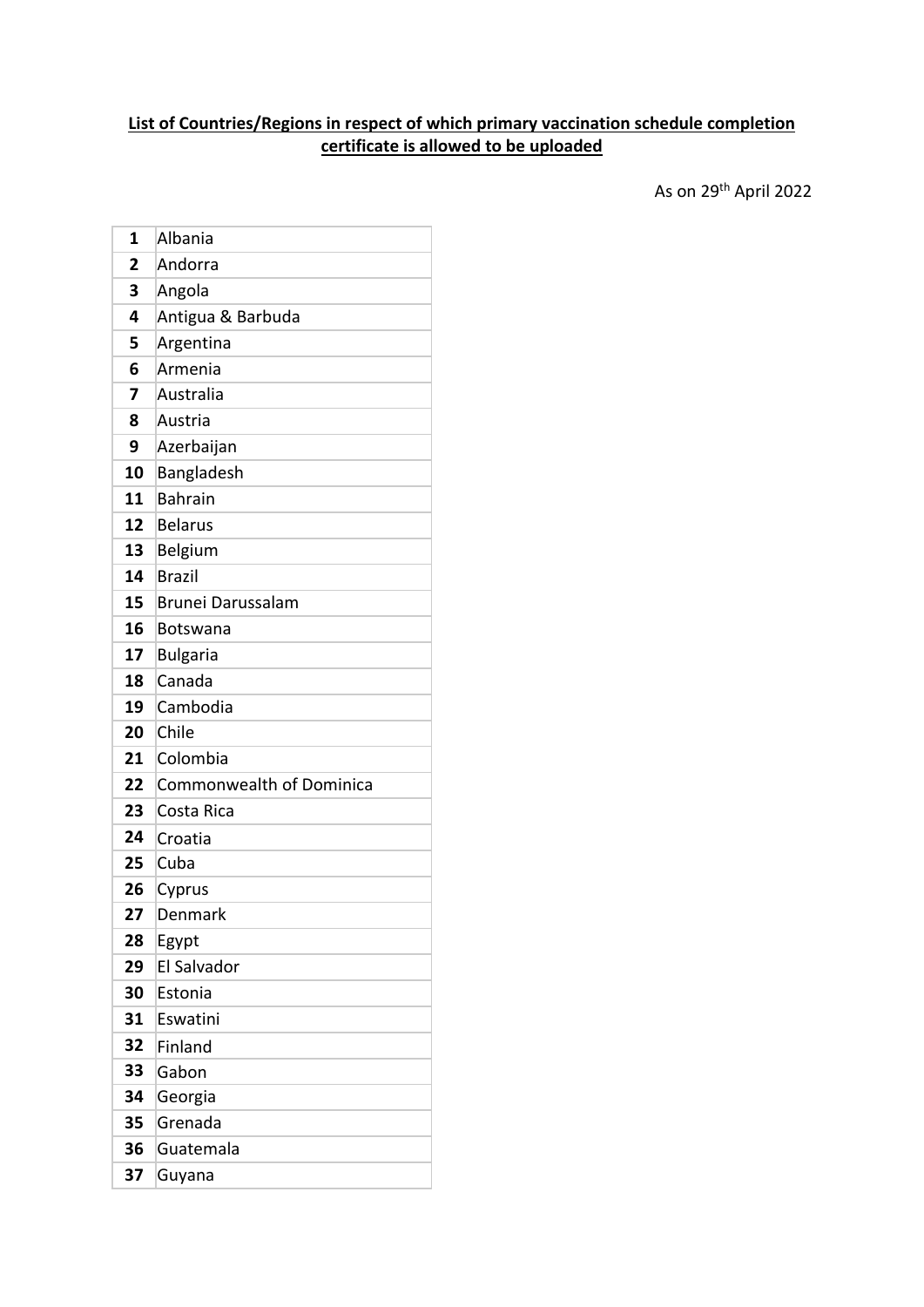**List of Countries/Regions in respect of which primary vaccination schedule completion certificate is allowed to be uploaded**

As on 29th April 2022

| | |
|---|---|
| 1 | Albania |
| 2 | Andorra |
| 3 | Angola |
| 4 | Antigua & Barbuda |
| 5 | Argentina |
| 6 | Armenia |
| 7 | Australia |
| 8 | Austria |
| 9 | Azerbaijan |
| 10 | Bangladesh |
| 11 | Bahrain |
| 12 | Belarus |
| 13 | Belgium |
| 14 | Brazil |
| 15 | Brunei Darussalam |
| 16 | Botswana |
| 17 | Bulgaria |
| 18 | Canada |
| 19 | Cambodia |
| 20 | Chile |
| 21 | Colombia |
| 22 | Commonwealth of Dominica |
| 23 | Costa Rica |
| 24 | Croatia |
| 25 | Cuba |
| 26 | Cyprus |
| 27 | Denmark |
| 28 | Egypt |
| 29 | El Salvador |
| 30 | Estonia |
| 31 | Eswatini |
| 32 | Finland |
| 33 | Gabon |
| 34 | Georgia |
| 35 | Grenada |
| 36 | Guatemala |
| 37 | Guyana |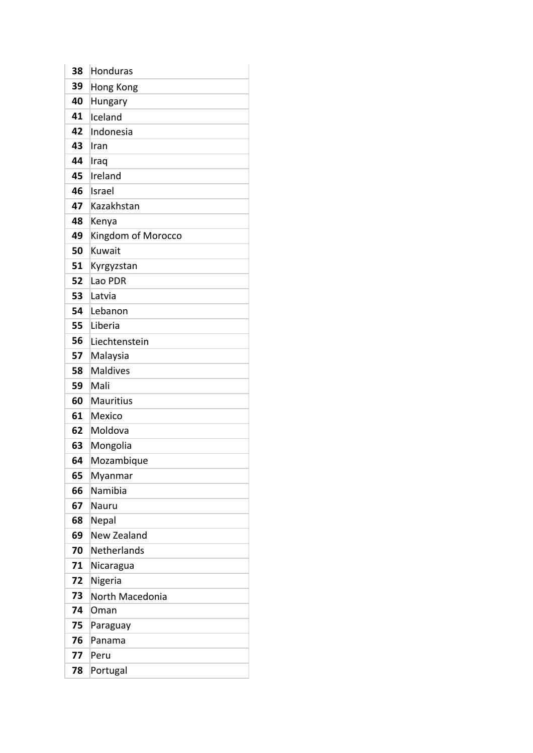| 38 | Honduras |
|---|---|
| 39 | Hong Kong |
| 40 | Hungary |
| 41 | Iceland |
| 42 | Indonesia |
| 43 | Iran |
| 44 | Iraq |
| 45 | Ireland |
| 46 | Israel |
| 47 | Kazakhstan |
| 48 | Kenya |
| 49 | Kingdom of Morocco |
| 50 | Kuwait |
| 51 | Kyrgyzstan |
| 52 | Lao PDR |
| 53 | Latvia |
| 54 | Lebanon |
| 55 | Liberia |
| 56 | Liechtenstein |
| 57 | Malaysia |
| 58 | Maldives |
| 59 | Mali |
| 60 | Mauritius |
| 61 | Mexico |
| 62 | Moldova |
| 63 | Mongolia |
| 64 | Mozambique |
| 65 | Myanmar |
| 66 | Namibia |
| 67 | Nauru |
| 68 | Nepal |
| 69 | New Zealand |
| 70 | Netherlands |
| 71 | Nicaragua |
| 72 | Nigeria |
| 73 | North Macedonia |
| 74 | Oman |
| 75 | Paraguay |
| 76 | Panama |
| 77 | Peru |
| 78 | Portugal |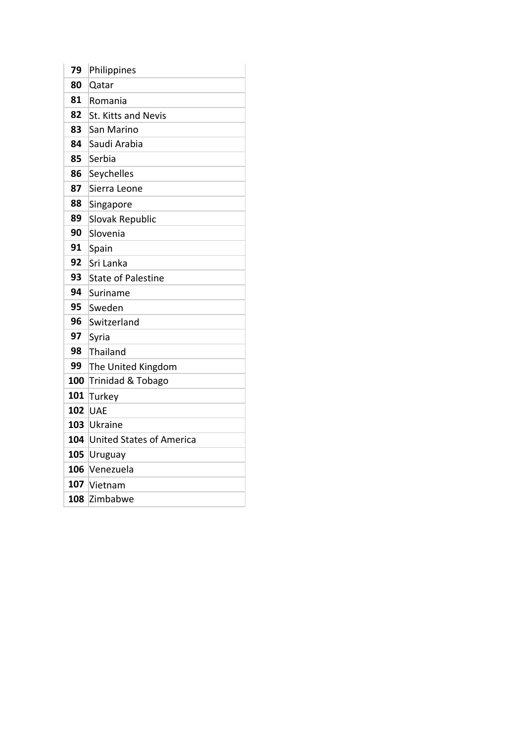| | |
|---|---|
| **79** | Philippines |
| **80** | Qatar |
| **81** | Romania |
| **82** | St. Kitts and Nevis |
| **83** | San Marino |
| **84** | Saudi Arabia |
| **85** | Serbia |
| **86** | Seychelles |
| **87** | Sierra Leone |
| **88** | Singapore |
| **89** | Slovak Republic |
| **90** | Slovenia |
| **91** | Spain |
| **92** | Sri Lanka |
| **93** | State of Palestine |
| **94** | Suriname |
| **95** | Sweden |
| **96** | Switzerland |
| **97** | Syria |
| **98** | Thailand |
| **99** | The United Kingdom |
| **100** | Trinidad & Tobago |
| **101** | Turkey |
| **102** | UAE |
| **103** | Ukraine |
| **104** | United States of America |
| **105** | Uruguay |
| **106** | Venezuela |
| **107** | Vietnam |
| **108** | Zimbabwe |